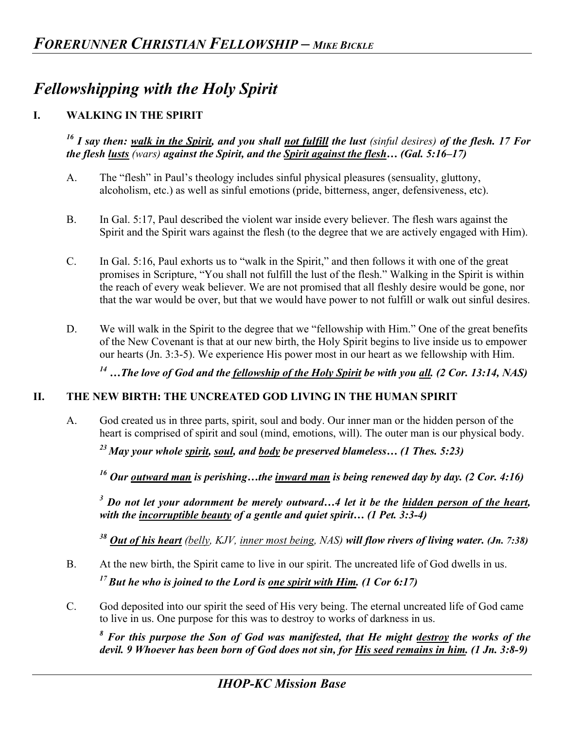# Fellowshipping with the Holy Spirit

## I. WALKING IN THE SPIRIT

***[16] I say then: <u>walk in the Spirit</u>, and you shall <u>not fulfill</u> the lust** (sinful desires) **of the flesh. 17 For the flesh <u>lusts</u>** (wars) **against the Spirit, and the <u>Spirit against the flesh</u>… (Gal. 5:16–17)***

A. The "flesh" in Paul's theology includes sinful physical pleasures (sensuality, gluttony, alcoholism, etc.) as well as sinful emotions (pride, bitterness, anger, defensiveness, etc).

B. In Gal. 5:17, Paul described the violent war inside every believer. The flesh wars against the Spirit and the Spirit wars against the flesh (to the degree that we are actively engaged with Him).

C. In Gal. 5:16, Paul exhorts us to "walk in the Spirit," and then follows it with one of the great promises in Scripture, "You shall not fulfill the lust of the flesh." Walking in the Spirit is within the reach of every weak believer. We are not promised that all fleshly desire would be gone, nor that the war would be over, but that we would have power to not fulfill or walk out sinful desires.

D. We will walk in the Spirit to the degree that we "fellowship with Him." One of the great benefits of the New Covenant is that at our new birth, the Holy Spirit begins to live inside us to empower our hearts (Jn. 3:3-5). We experience His power most in our heart as we fellowship with Him.

***[14] …The love of God and the <u>fellowship of the Holy Spirit</u> be with you <u>all</u>. (2 Cor. 13:14, NAS)***

## II. THE NEW BIRTH: THE UNCREATED GOD LIVING IN THE HUMAN SPIRIT

A. God created us in three parts, spirit, soul and body. Our inner man or the hidden person of the heart is comprised of spirit and soul (mind, emotions, will). The outer man is our physical body.

***[23] May your whole <u>spirit</u>, <u>soul</u>, and <u>body</u> be preserved blameless… (1 Thes. 5:23)***

***[16] Our <u>outward man</u> is perishing…the <u>inward man</u> is being renewed day by day. (2 Cor. 4:16)***

***[3] Do not let your adornment be merely outward…4 let it be the <u>hidden person of the heart</u>, with the <u>incorruptible beauty</u> of a gentle and quiet spirit… (1 Pet. 3:3-4)***

***[38] <u>Out of his heart</u>** (<u>belly</u>, KJV, <u>inner most being</u>, NAS) **will flow rivers of living water. (Jn. 7:38)***

B. At the new birth, the Spirit came to live in our spirit. The uncreated life of God dwells in us.

***[17] But he who is joined to the Lord is <u>one spirit with Him</u>. (1 Cor 6:17)***

C. God deposited into our spirit the seed of His very being. The eternal uncreated life of God came to live in us. One purpose for this was to destroy to works of darkness in us.

***[8] For this purpose the Son of God was manifested, that He might <u>destroy</u> the works of the devil. 9 Whoever has been born of God does not sin, for <u>His seed remains in him</u>. (1 Jn. 3:8-9)***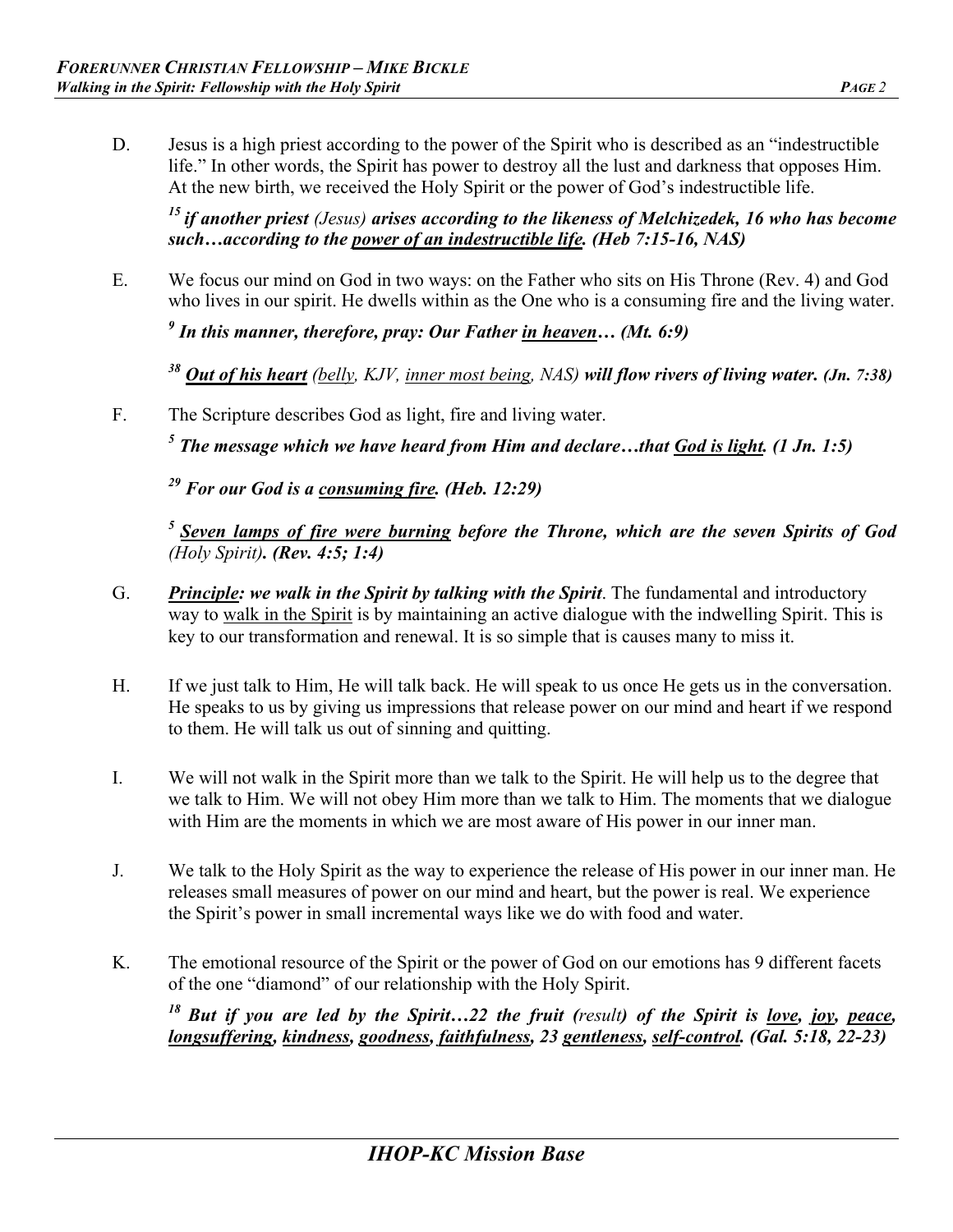D. Jesus is a high priest according to the power of the Spirit who is described as an "indestructible life." In other words, the Spirit has power to destroy all the lust and darkness that opposes Him. At the new birth, we received the Holy Spirit or the power of God's indestructible life.

> [15] ***if another priest*** *(Jesus)* ***arises according to the likeness of Melchizedek, 16 who has become such…according to the <u>power of an indestructible life</u>. (Heb 7:15-16, NAS)***

E. We focus our mind on God in two ways: on the Father who sits on His Throne (Rev. 4) and God who lives in our spirit. He dwells within as the One who is a consuming fire and the living water.

> [9] ***In this manner, therefore, pray: Our Father <u>in heaven</u>… (Mt. 6:9)***

> [38] ***<u>Out of his heart</u>*** *(<u>belly</u>, KJV, <u>inner most being</u>, NAS)* ***will flow rivers of living water. (Jn. 7:38)***

F. The Scripture describes God as light, fire and living water.

> [5] ***The message which we have heard from Him and declare…that <u>God is light</u>. (1 Jn. 1:5)***

> [29] ***For our God is a <u>consuming fire</u>. (Heb. 12:29)***

> [5] ***<u>Seven lamps of fire were burning</u> before the Throne, which are the seven Spirits of God*** *(Holy Spirit)****. (Rev. 4:5; 1:4)***

G. ***<u>Principle</u>: we walk in the Spirit by talking with the Spirit***. The fundamental and introductory way to <u>walk in the Spirit</u> is by maintaining an active dialogue with the indwelling Spirit. This is key to our transformation and renewal. It is so simple that is causes many to miss it.

H. If we just talk to Him, He will talk back. He will speak to us once He gets us in the conversation. He speaks to us by giving us impressions that release power on our mind and heart if we respond to them. He will talk us out of sinning and quitting.

I. We will not walk in the Spirit more than we talk to the Spirit. He will help us to the degree that we talk to Him. We will not obey Him more than we talk to Him. The moments that we dialogue with Him are the moments in which we are most aware of His power in our inner man.

J. We talk to the Holy Spirit as the way to experience the release of His power in our inner man. He releases small measures of power on our mind and heart, but the power is real. We experience the Spirit's power in small incremental ways like we do with food and water.

K. The emotional resource of the Spirit or the power of God on our emotions has 9 different facets of the one "diamond" of our relationship with the Holy Spirit.

> [18] ***But if you are led by the Spirit…22 the fruit (****result****) of the Spirit is <u>love</u>, <u>joy</u>, <u>peace</u>, <u>longsuffering</u>, <u>kindness</u>, <u>goodness</u>, <u>faithfulness</u>, 23 <u>gentleness</u>, <u>self-control</u>. (Gal. 5:18, 22-23)***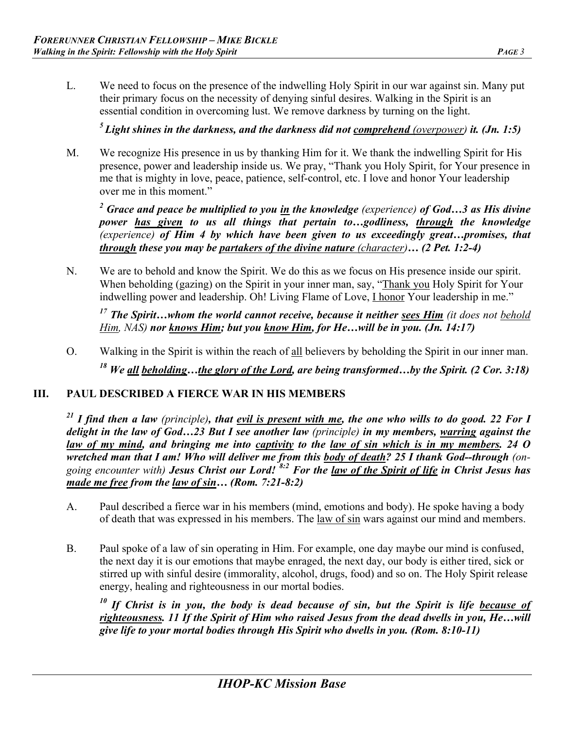L. We need to focus on the presence of the indwelling Holy Spirit in our war against sin. Many put their primary focus on the necessity of denying sinful desires. Walking in the Spirit is an essential condition in overcoming lust. We remove darkness by turning on the light.

> [5] ***Light shines in the darkness, and the darkness did not <u>comprehend</u>*** *(<u>overpower</u>)* ***it. (Jn. 1:5)***

M. We recognize His presence in us by thanking Him for it. We thank the indwelling Spirit for His presence, power and leadership inside us. We pray, "Thank you Holy Spirit, for Your presence in me that is mighty in love, peace, patience, self-control, etc. I love and honor Your leadership over me in this moment."

> [2] ***Grace and peace be multiplied to you <u>in</u> the knowledge*** *(experience)* ***of God…3 as His divine power <u>has given</u> to us all things that pertain to…godliness, <u>through</u> the knowledge*** *(experience)* ***of Him 4 by which have been given to us exceedingly great…promises, that <u>through</u> these you may be <u>partakers of the divine nature</u>*** *(<u>character</u>)* ***… (2 Pet. 1:2-4)***

N. We are to behold and know the Spirit. We do this as we focus on His presence inside our spirit. When beholding (gazing) on the Spirit in your inner man, say, "<u>Thank you</u> Holy Spirit for Your indwelling power and leadership. Oh! Living Flame of Love, <u>I honor</u> Your leadership in me."

> [17] ***The Spirit…whom the world cannot receive, because it neither <u>sees Him</u>*** *(it does not <u>behold Him</u>, NAS)* ***nor <u>knows Him</u>; but you <u>know Him</u>, for He…will be in you. (Jn. 14:17)***

O. Walking in the Spirit is within the reach of <u>all</u> believers by beholding the Spirit in our inner man.

> [18] ***We <u>all</u> <u>beholding</u>…<u>the glory of the Lord</u>, are being transformed…by the Spirit. (2 Cor. 3:18)***

## III. PAUL DESCRIBED A FIERCE WAR IN HIS MEMBERS

> [21] ***I find then a law*** *(principle)****, that <u>evil is present with me</u>, the one who wills to do good. 22 For I delight in the law of God…23 But I see another law*** *(principle)* ***in my members, <u>warring</u> against the <u>law of my mind</u>, and bringing me into <u>captivity</u> to the <u>law of sin which is in my members</u>. 24 O wretched man that I am! Who will deliver me from this <u>body of death</u>? 25 I thank God--through*** *(on-going encounter with)* ***Jesus Christ our Lord! [8:2] For the <u>law of the Spirit of life</u> in Christ Jesus has <u>made me free</u> from the <u>law of sin</u>… (Rom. 7:21-8:2)***

A. Paul described a fierce war in his members (mind, emotions and body). He spoke having a body of death that was expressed in his members. The <u>law of sin</u> wars against our mind and members.

B. Paul spoke of a law of sin operating in Him. For example, one day maybe our mind is confused, the next day it is our emotions that maybe enraged, the next day, our body is either tired, sick or stirred up with sinful desire (immorality, alcohol, drugs, food) and so on. The Holy Spirit release energy, healing and righteousness in our mortal bodies.

> [10] ***If Christ is in you, the body is dead because of sin, but the Spirit is life <u>because of righteousness</u>. 11 If the Spirit of Him who raised Jesus from the dead dwells in you, He…will give life to your mortal bodies through His Spirit who dwells in you. (Rom. 8:10-11)***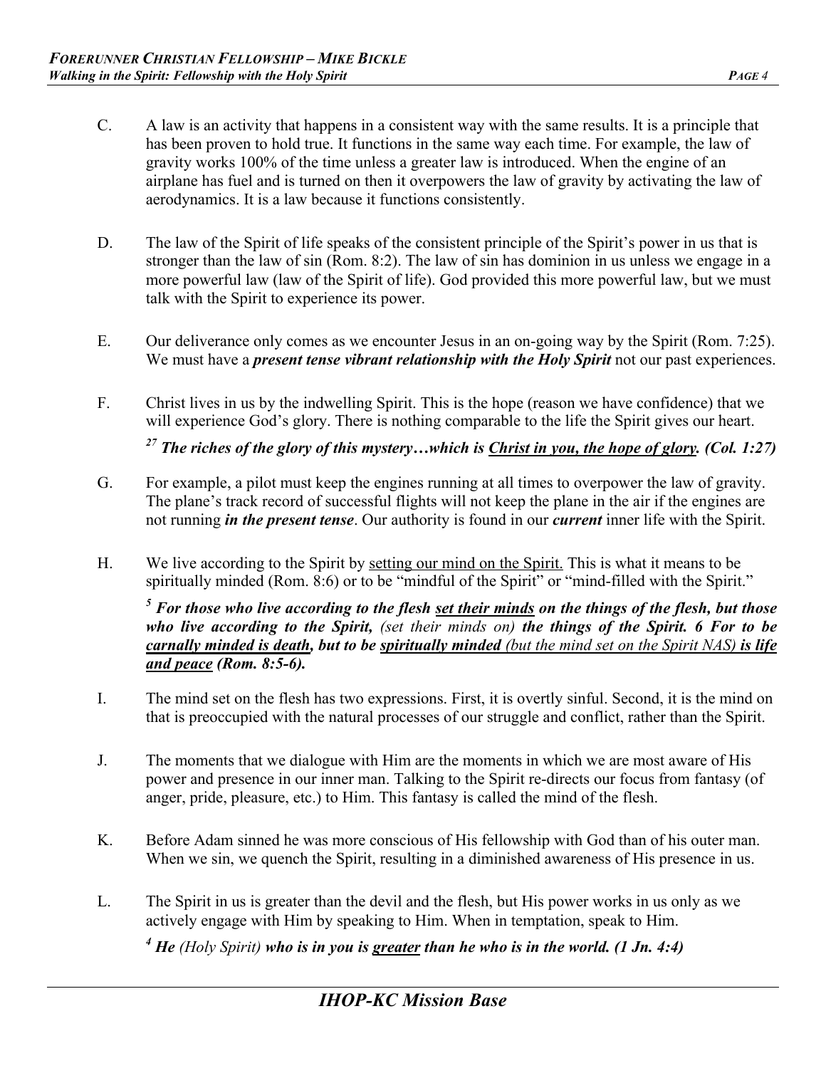C. A law is an activity that happens in a consistent way with the same results. It is a principle that has been proven to hold true. It functions in the same way each time. For example, the law of gravity works 100% of the time unless a greater law is introduced. When the engine of an airplane has fuel and is turned on then it overpowers the law of gravity by activating the law of aerodynamics. It is a law because it functions consistently.

D. The law of the Spirit of life speaks of the consistent principle of the Spirit's power in us that is stronger than the law of sin (Rom. 8:2). The law of sin has dominion in us unless we engage in a more powerful law (law of the Spirit of life). God provided this more powerful law, but we must talk with the Spirit to experience its power.

E. Our deliverance only comes as we encounter Jesus in an on-going way by the Spirit (Rom. 7:25). We must have a ***present tense vibrant relationship with the Holy Spirit*** not our past experiences.

F. Christ lives in us by the indwelling Spirit. This is the hope (reason we have confidence) that we will experience God's glory. There is nothing comparable to the life the Spirit gives our heart.

***[27] The riches of the glory of this mystery…which is <u>Christ in you, the hope of glory</u>. (Col. 1:27)***

G. For example, a pilot must keep the engines running at all times to overpower the law of gravity. The plane's track record of successful flights will not keep the plane in the air if the engines are not running ***in the present tense***. Our authority is found in our ***current*** inner life with the Spirit.

H. We live according to the Spirit by <u>setting our mind on the Spirit.</u> This is what it means to be spiritually minded (Rom. 8:6) or to be "mindful of the Spirit" or "mind-filled with the Spirit."

***[5] For those who live according to the flesh <u>set their minds</u> on the things of the flesh, but those who live according to the Spirit,*** *(set their minds on)* ***the things of the Spirit. 6 For to be <u>carnally minded is death</u>, but to be <u>spiritually minded</u>*** <u>*(but the mind set on the Spirit NAS)*</u> ***<u>is life and peace</u> (Rom. 8:5-6).***

I. The mind set on the flesh has two expressions. First, it is overtly sinful. Second, it is the mind on that is preoccupied with the natural processes of our struggle and conflict, rather than the Spirit.

J. The moments that we dialogue with Him are the moments in which we are most aware of His power and presence in our inner man. Talking to the Spirit re-directs our focus from fantasy (of anger, pride, pleasure, etc.) to Him. This fantasy is called the mind of the flesh.

K. Before Adam sinned he was more conscious of His fellowship with God than of his outer man. When we sin, we quench the Spirit, resulting in a diminished awareness of His presence in us.

L. The Spirit in us is greater than the devil and the flesh, but His power works in us only as we actively engage with Him by speaking to Him. When in temptation, speak to Him.

***[4] He*** *(Holy Spirit)* ***who is in you is <u>greater</u> than he who is in the world. (1 Jn. 4:4)***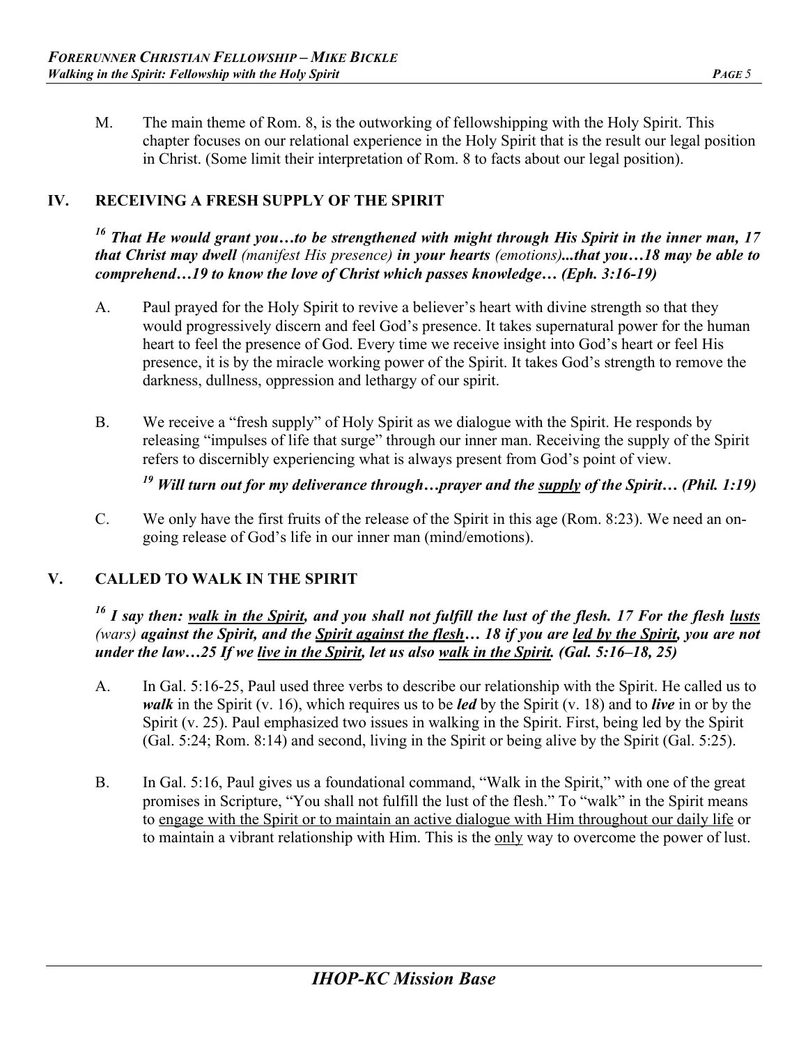M. The main theme of Rom. 8, is the outworking of fellowshipping with the Holy Spirit. This chapter focuses on our relational experience in the Holy Spirit that is the result our legal position in Christ. (Some limit their interpretation of Rom. 8 to facts about our legal position).

## IV. RECEIVING A FRESH SUPPLY OF THE SPIRIT

***[16] That He would grant you…to be strengthened with might through His Spirit in the inner man, 17 that Christ may dwell** (manifest His presence) **in your hearts** (emotions)**...that you…18 may be able to comprehend…19 to know the love of Christ which passes knowledge… (Eph. 3:16-19)***

A. Paul prayed for the Holy Spirit to revive a believer's heart with divine strength so that they would progressively discern and feel God's presence. It takes supernatural power for the human heart to feel the presence of God. Every time we receive insight into God's heart or feel His presence, it is by the miracle working power of the Spirit. It takes God's strength to remove the darkness, dullness, oppression and lethargy of our spirit.

B. We receive a "fresh supply" of Holy Spirit as we dialogue with the Spirit. He responds by releasing "impulses of life that surge" through our inner man. Receiving the supply of the Spirit refers to discernibly experiencing what is always present from God's point of view.

***[19] Will turn out for my deliverance through…prayer and the <u>supply</u> of the Spirit… (Phil. 1:19)***

C. We only have the first fruits of the release of the Spirit in this age (Rom. 8:23). We need an on-going release of God's life in our inner man (mind/emotions).

## V. CALLED TO WALK IN THE SPIRIT

***[16] I say then: <u>walk in the Spirit</u>, and you shall not fulfill the lust of the flesh. 17 For the flesh <u>lusts</u>** (wars) **against the Spirit, and the <u>Spirit against the flesh</u>… 18 if you are <u>led by the Spirit</u>, you are not under the law…25 If we <u>live in the Spirit</u>, let us also <u>walk in the Spirit</u>. (Gal. 5:16–18, 25)***

A. In Gal. 5:16-25, Paul used three verbs to describe our relationship with the Spirit. He called us to ***walk*** in the Spirit (v. 16), which requires us to be ***led*** by the Spirit (v. 18) and to ***live*** in or by the Spirit (v. 25). Paul emphasized two issues in walking in the Spirit. First, being led by the Spirit (Gal. 5:24; Rom. 8:14) and second, living in the Spirit or being alive by the Spirit (Gal. 5:25).

B. In Gal. 5:16, Paul gives us a foundational command, "Walk in the Spirit," with one of the great promises in Scripture, "You shall not fulfill the lust of the flesh." To "walk" in the Spirit means to <u>engage with the Spirit or to maintain an active dialogue with Him throughout our daily life</u> or to maintain a vibrant relationship with Him. This is the <u>only</u> way to overcome the power of lust.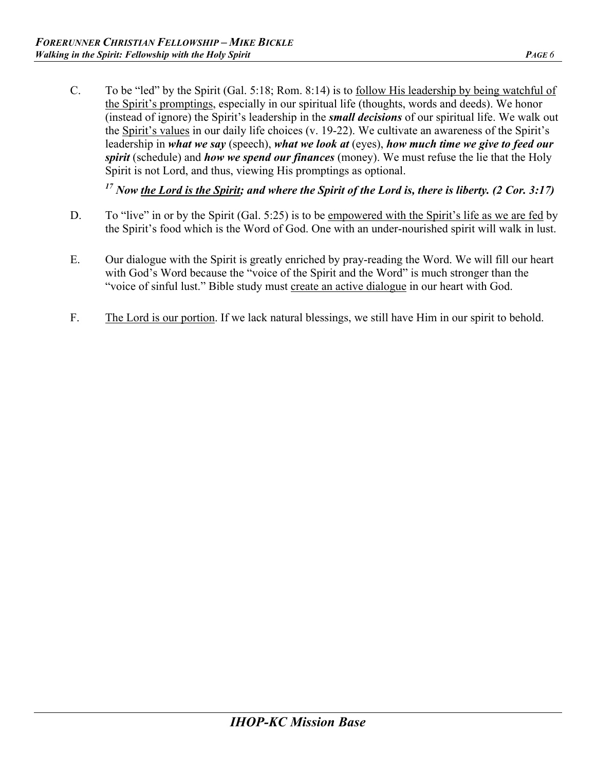C. To be "led" by the Spirit (Gal. 5:18; Rom. 8:14) is to <u>follow His leadership by being watchful of the Spirit's promptings</u>, especially in our spiritual life (thoughts, words and deeds). We honor (instead of ignore) the Spirit's leadership in the ***small decisions*** of our spiritual life. We walk out the <u>Spirit's values</u> in our daily life choices (v. 19-22). We cultivate an awareness of the Spirit's leadership in ***what we say*** (speech), ***what we look at*** (eyes), ***how much time we give to feed our spirit*** (schedule) and ***how we spend our finances*** (money). We must refuse the lie that the Holy Spirit is not Lord, and thus, viewing His promptings as optional.

> ***[17] Now <u>the Lord is the Spirit</u>; and where the Spirit of the Lord is, there is liberty. (2 Cor. 3:17)***

D. To "live" in or by the Spirit (Gal. 5:25) is to be <u>empowered with the Spirit's life as we are fed</u> by the Spirit's food which is the Word of God. One with an under-nourished spirit will walk in lust.

E. Our dialogue with the Spirit is greatly enriched by pray-reading the Word. We will fill our heart with God's Word because the "voice of the Spirit and the Word" is much stronger than the "voice of sinful lust." Bible study must <u>create an active dialogue</u> in our heart with God.

F. <u>The Lord is our portion</u>. If we lack natural blessings, we still have Him in our spirit to behold.